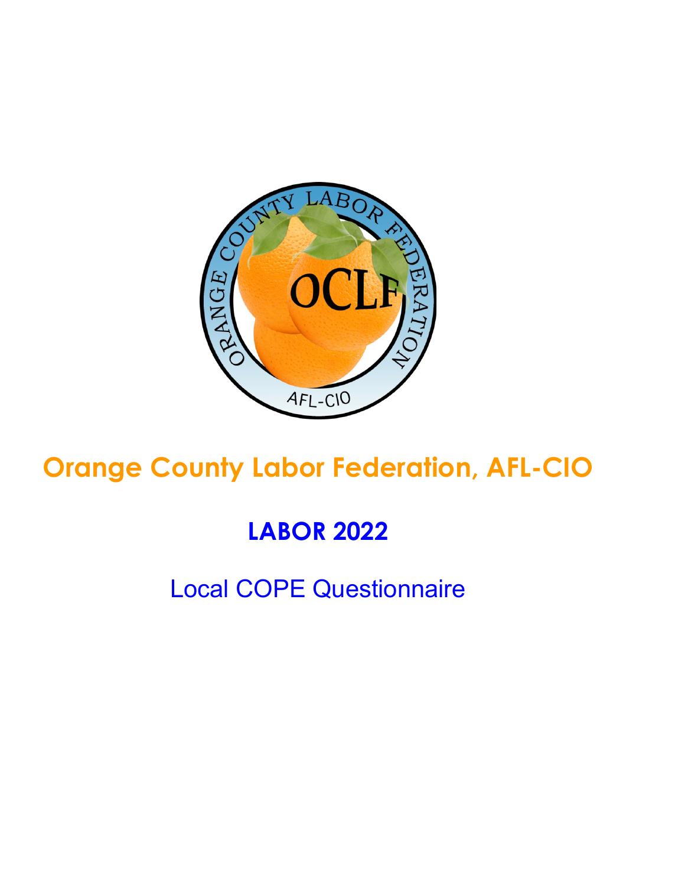# Orange County Labor Federation, AFL-CIO

## LABOR 2022

### Local COPE Questionnaire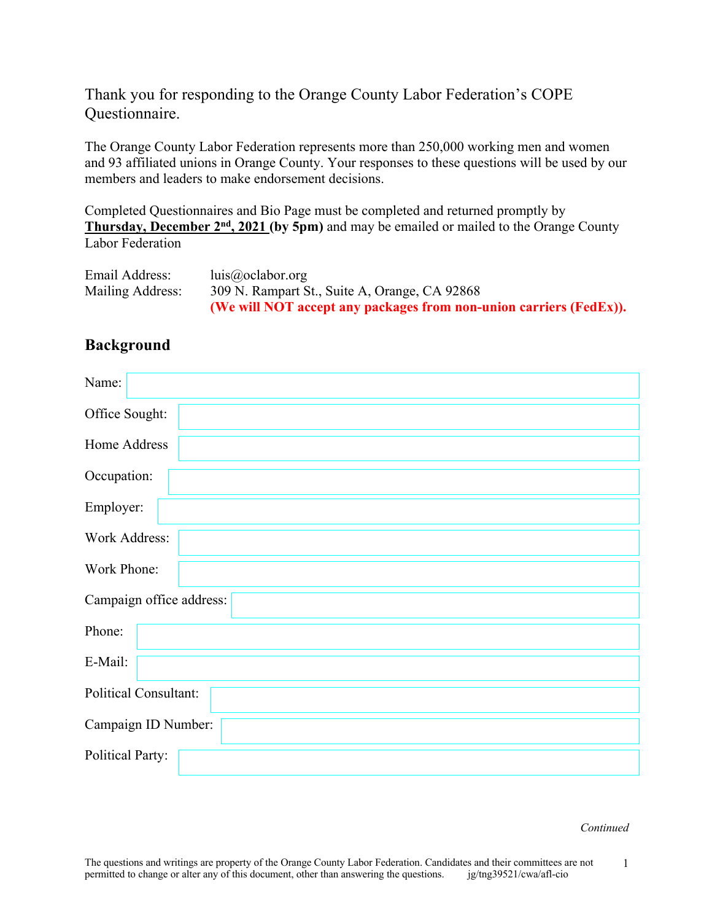Thank you for responding to the Orange County Labor Federation's COPE Questionnaire.

The Orange County Labor Federation represents more than 250,000 working men and women and 93 affiliated unions in Orange County. Your responses to these questions will be used by our members and leaders to make endorsement decisions.

Completed Questionnaires and Bio Page must be completed and returned promptly by **Thursday, December 2nd, 2021 (by 5pm)** and may be emailed or mailed to the Orange County Labor Federation

Email Address: luis@oclabor.org
Mailing Address: 309 N. Rampart St., Suite A, Orange, CA 92868
**(We will NOT accept any packages from non-union carriers (FedEx)).**

## Background

Name:

Office Sought:

Home Address

Occupation:

Employer:

Work Address:

Work Phone:

Campaign office address:

Phone:

E-Mail:

Political Consultant:

Campaign ID Number:

Political Party:

*Continued*

The questions and writings are property of the Orange County Labor Federation. Candidates and their committees are not permitted to change or alter any of this document, other than answering the questions. jg/tng39521/cwa/afl-cio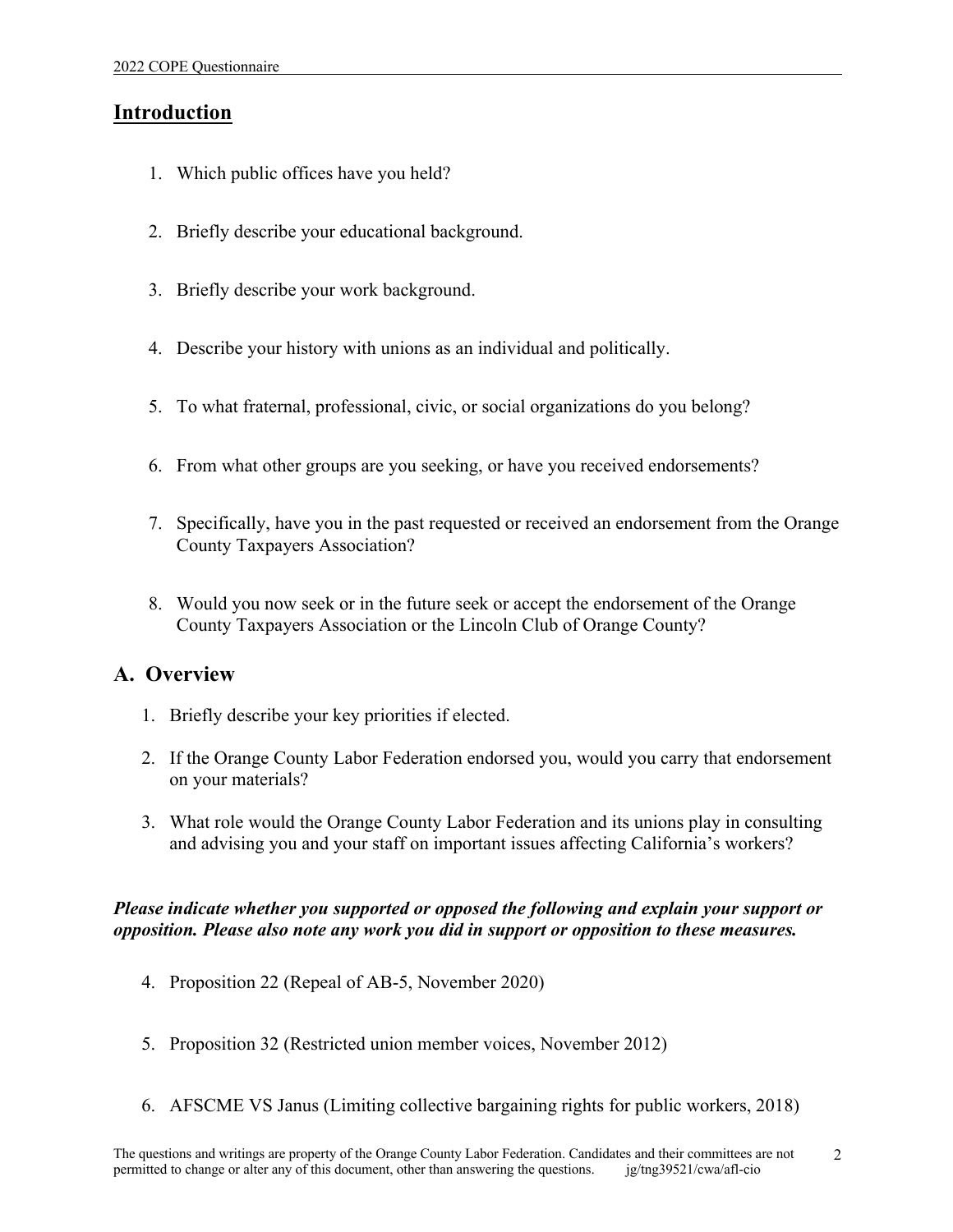## Introduction

1. Which public offices have you held?

2. Briefly describe your educational background.

3. Briefly describe your work background.

4. Describe your history with unions as an individual and politically.

5. To what fraternal, professional, civic, or social organizations do you belong?

6. From what other groups are you seeking, or have you received endorsements?

7. Specifically, have you in the past requested or received an endorsement from the Orange County Taxpayers Association?

8. Would you now seek or in the future seek or accept the endorsement of the Orange County Taxpayers Association or the Lincoln Club of Orange County?

## A. Overview

1. Briefly describe your key priorities if elected.
2. If the Orange County Labor Federation endorsed you, would you carry that endorsement on your materials?
3. What role would the Orange County Labor Federation and its unions play in consulting and advising you and your staff on important issues affecting California's workers?

***Please indicate whether you supported or opposed the following and explain your support or opposition. Please also note any work you did in support or opposition to these measures.***

4. Proposition 22 (Repeal of AB-5, November 2020)

5. Proposition 32 (Restricted union member voices, November 2012)

6. AFSCME VS Janus (Limiting collective bargaining rights for public workers, 2018)

The questions and writings are property of the Orange County Labor Federation. Candidates and their committees are not permitted to change or alter any of this document, other than answering the questions. jg/tng39521/cwa/afl-cio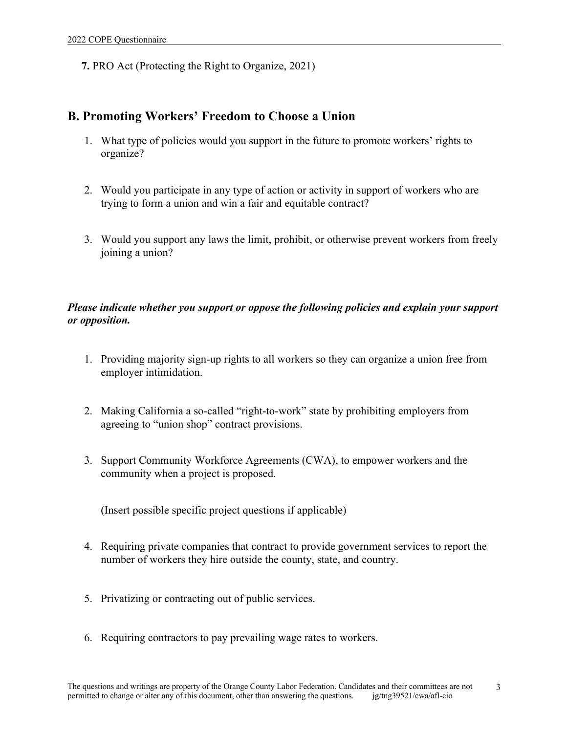**7.** PRO Act (Protecting the Right to Organize, 2021)

## B. Promoting Workers' Freedom to Choose a Union

1. What type of policies would you support in the future to promote workers' rights to organize?

2. Would you participate in any type of action or activity in support of workers who are trying to form a union and win a fair and equitable contract?

3. Would you support any laws the limit, prohibit, or otherwise prevent workers from freely joining a union?

***Please indicate whether you support or oppose the following policies and explain your support or opposition.***

1. Providing majority sign-up rights to all workers so they can organize a union free from employer intimidation.

2. Making California a so-called "right-to-work" state by prohibiting employers from agreeing to "union shop" contract provisions.

3. Support Community Workforce Agreements (CWA), to empower workers and the community when a project is proposed.

   (Insert possible specific project questions if applicable)

4. Requiring private companies that contract to provide government services to report the number of workers they hire outside the county, state, and country.

5. Privatizing or contracting out of public services.

6. Requiring contractors to pay prevailing wage rates to workers.

The questions and writings are property of the Orange County Labor Federation. Candidates and their committees are not permitted to change or alter any of this document, other than answering the questions. jg/tng39521/cwa/afl-cio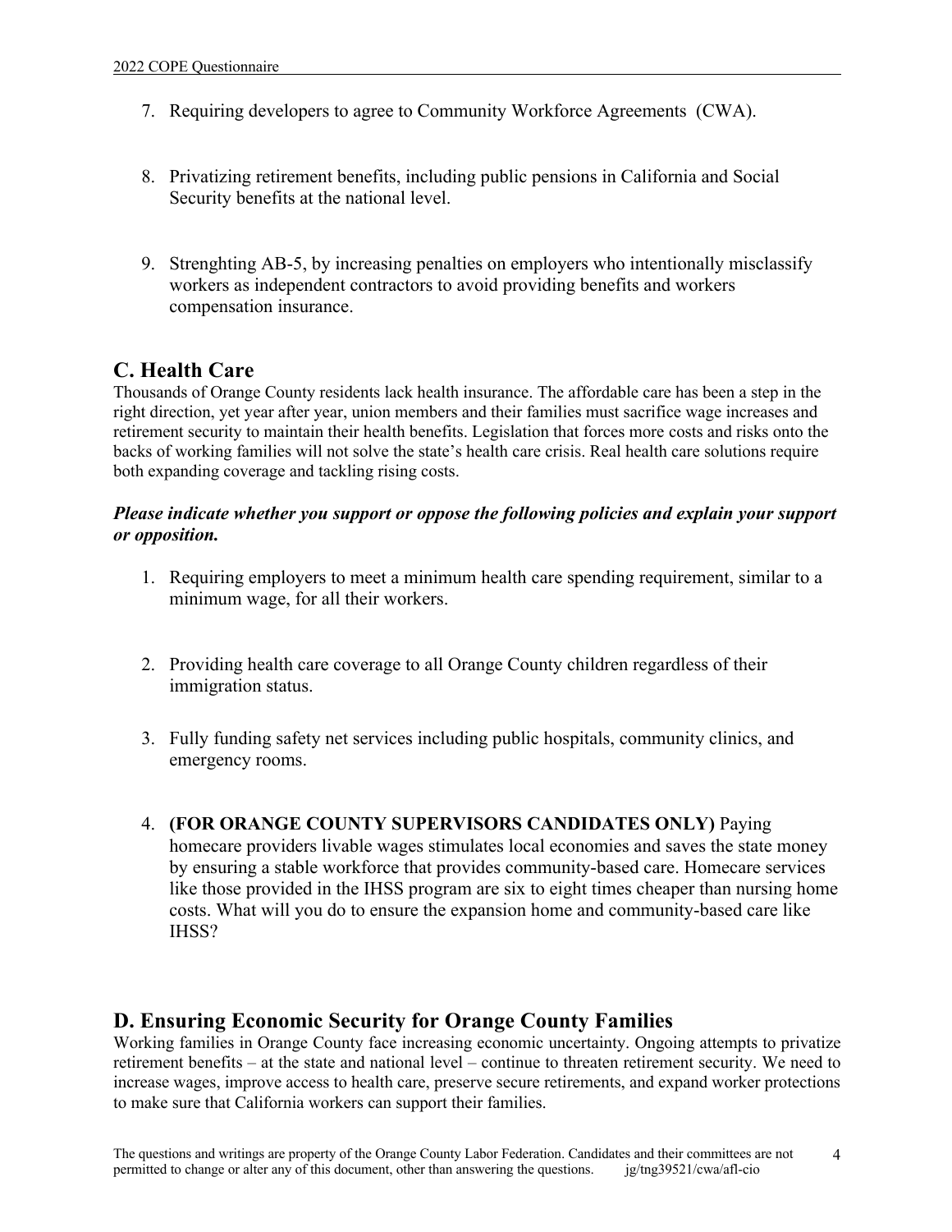7. Requiring developers to agree to Community Workforce Agreements (CWA).

8. Privatizing retirement benefits, including public pensions in California and Social Security benefits at the national level.

9. Strenghting AB-5, by increasing penalties on employers who intentionally misclassify workers as independent contractors to avoid providing benefits and workers compensation insurance.

## C. Health Care

Thousands of Orange County residents lack health insurance. The affordable care has been a step in the right direction, yet year after year, union members and their families must sacrifice wage increases and retirement security to maintain their health benefits. Legislation that forces more costs and risks onto the backs of working families will not solve the state's health care crisis. Real health care solutions require both expanding coverage and tackling rising costs.

***Please indicate whether you support or oppose the following policies and explain your support or opposition.***

1. Requiring employers to meet a minimum health care spending requirement, similar to a minimum wage, for all their workers.

2. Providing health care coverage to all Orange County children regardless of their immigration status.

3. Fully funding safety net services including public hospitals, community clinics, and emergency rooms.

4. **(FOR ORANGE COUNTY SUPERVISORS CANDIDATES ONLY)** Paying homecare providers livable wages stimulates local economies and saves the state money by ensuring a stable workforce that provides community-based care. Homecare services like those provided in the IHSS program are six to eight times cheaper than nursing home costs. What will you do to ensure the expansion home and community-based care like IHSS?

## D. Ensuring Economic Security for Orange County Families

Working families in Orange County face increasing economic uncertainty. Ongoing attempts to privatize retirement benefits – at the state and national level – continue to threaten retirement security. We need to increase wages, improve access to health care, preserve secure retirements, and expand worker protections to make sure that California workers can support their families.

The questions and writings are property of the Orange County Labor Federation. Candidates and their committees are not permitted to change or alter any of this document, other than answering the questions. jg/tng39521/cwa/afl-cio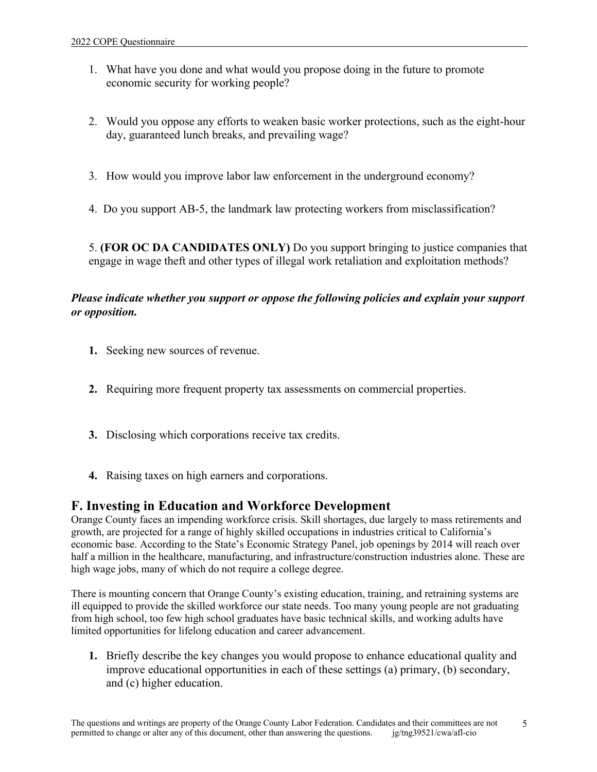1. What have you done and what would you propose doing in the future to promote economic security for working people?

2. Would you oppose any efforts to weaken basic worker protections, such as the eight-hour day, guaranteed lunch breaks, and prevailing wage?

3. How would you improve labor law enforcement in the underground economy?

4. Do you support AB-5, the landmark law protecting workers from misclassification?

5. **(FOR OC DA CANDIDATES ONLY)** Do you support bringing to justice companies that engage in wage theft and other types of illegal work retaliation and exploitation methods?

***Please indicate whether you support or oppose the following policies and explain your support or opposition.***

1. Seeking new sources of revenue.

2. Requiring more frequent property tax assessments on commercial properties.

3. Disclosing which corporations receive tax credits.

4. Raising taxes on high earners and corporations.

## F. Investing in Education and Workforce Development

Orange County faces an impending workforce crisis. Skill shortages, due largely to mass retirements and growth, are projected for a range of highly skilled occupations in industries critical to California's economic base. According to the State's Economic Strategy Panel, job openings by 2014 will reach over half a million in the healthcare, manufacturing, and infrastructure/construction industries alone. These are high wage jobs, many of which do not require a college degree.

There is mounting concern that Orange County's existing education, training, and retraining systems are ill equipped to provide the skilled workforce our state needs. Too many young people are not graduating from high school, too few high school graduates have basic technical skills, and working adults have limited opportunities for lifelong education and career advancement.

1. Briefly describe the key changes you would propose to enhance educational quality and improve educational opportunities in each of these settings (a) primary, (b) secondary, and (c) higher education.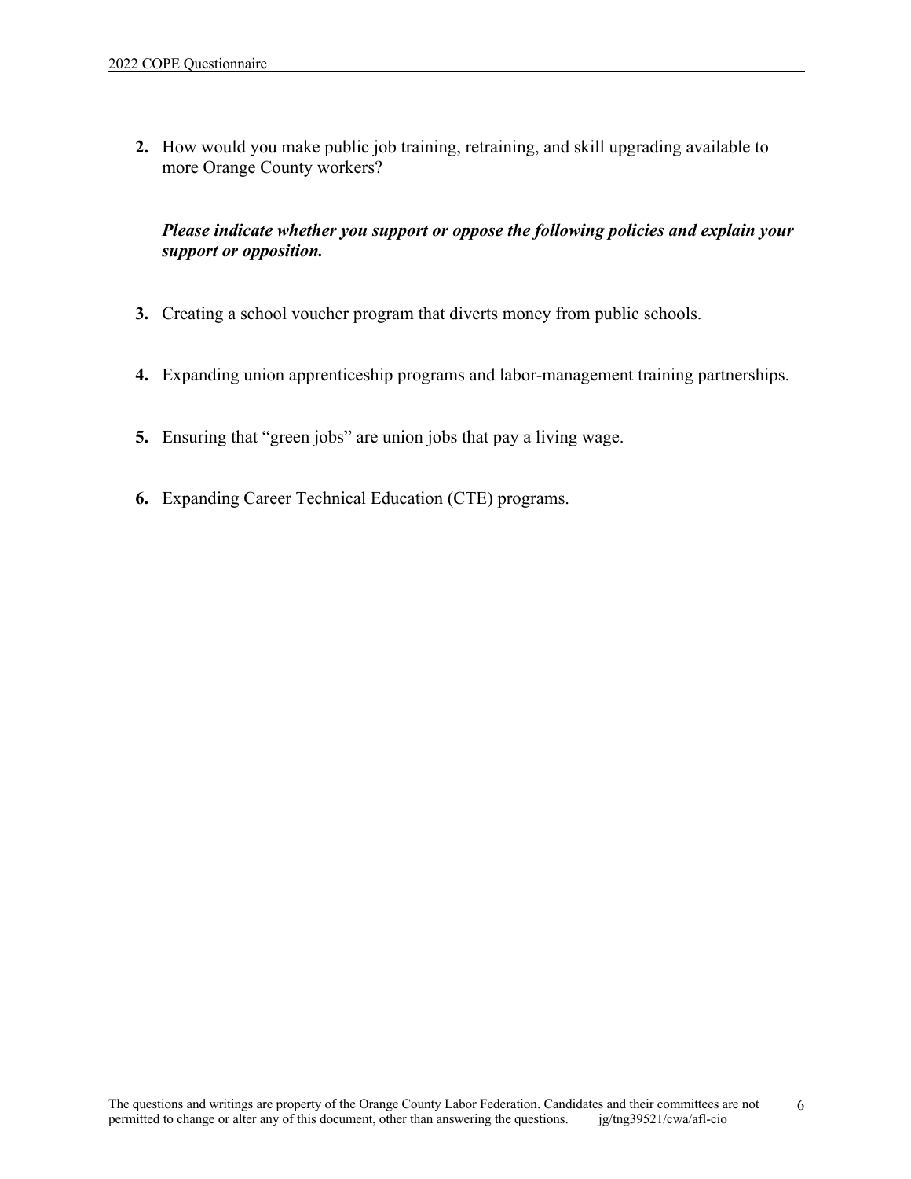2. How would you make public job training, retraining, and skill upgrading available to more Orange County workers?

***Please indicate whether you support or oppose the following policies and explain your support or opposition.***

3. Creating a school voucher program that diverts money from public schools.

4. Expanding union apprenticeship programs and labor-management training partnerships.

5. Ensuring that "green jobs" are union jobs that pay a living wage.

6. Expanding Career Technical Education (CTE) programs.

The questions and writings are property of the Orange County Labor Federation. Candidates and their committees are not permitted to change or alter any of this document, other than answering the questions. jg/tng39521/cwa/afl-cio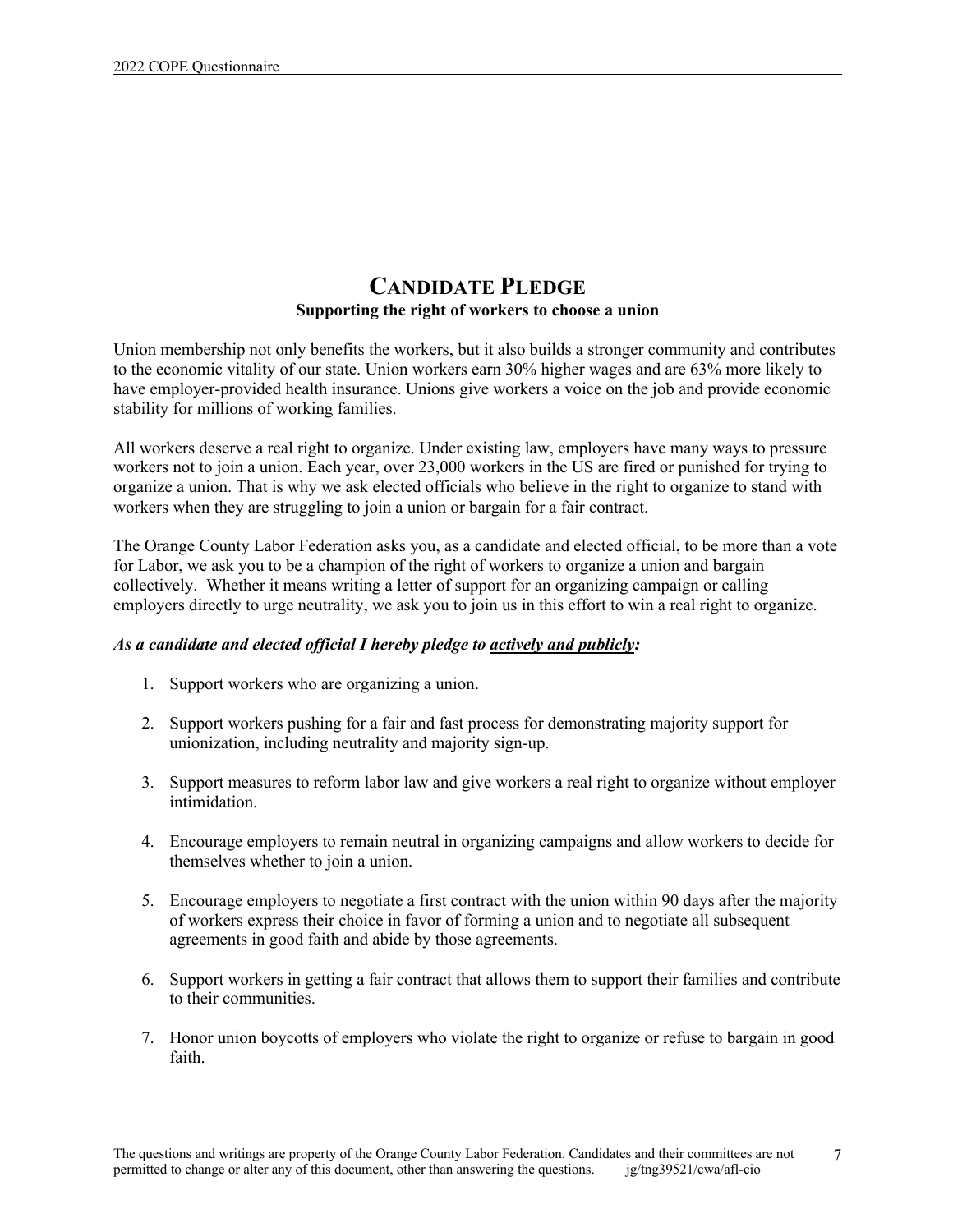# Candidate Pledge

**Supporting the right of workers to choose a union**

Union membership not only benefits the workers, but it also builds a stronger community and contributes to the economic vitality of our state. Union workers earn 30% higher wages and are 63% more likely to have employer-provided health insurance. Unions give workers a voice on the job and provide economic stability for millions of working families.

All workers deserve a real right to organize. Under existing law, employers have many ways to pressure workers not to join a union. Each year, over 23,000 workers in the US are fired or punished for trying to organize a union. That is why we ask elected officials who believe in the right to organize to stand with workers when they are struggling to join a union or bargain for a fair contract.

The Orange County Labor Federation asks you, as a candidate and elected official, to be more than a vote for Labor, we ask you to be a champion of the right of workers to organize a union and bargain collectively. Whether it means writing a letter of support for an organizing campaign or calling employers directly to urge neutrality, we ask you to join us in this effort to win a real right to organize.

***As a candidate and elected official I hereby pledge to <u>actively and publicly</u>:***

1. Support workers who are organizing a union.
2. Support workers pushing for a fair and fast process for demonstrating majority support for unionization, including neutrality and majority sign-up.
3. Support measures to reform labor law and give workers a real right to organize without employer intimidation.
4. Encourage employers to remain neutral in organizing campaigns and allow workers to decide for themselves whether to join a union.
5. Encourage employers to negotiate a first contract with the union within 90 days after the majority of workers express their choice in favor of forming a union and to negotiate all subsequent agreements in good faith and abide by those agreements.
6. Support workers in getting a fair contract that allows them to support their families and contribute to their communities.
7. Honor union boycotts of employers who violate the right to organize or refuse to bargain in good faith.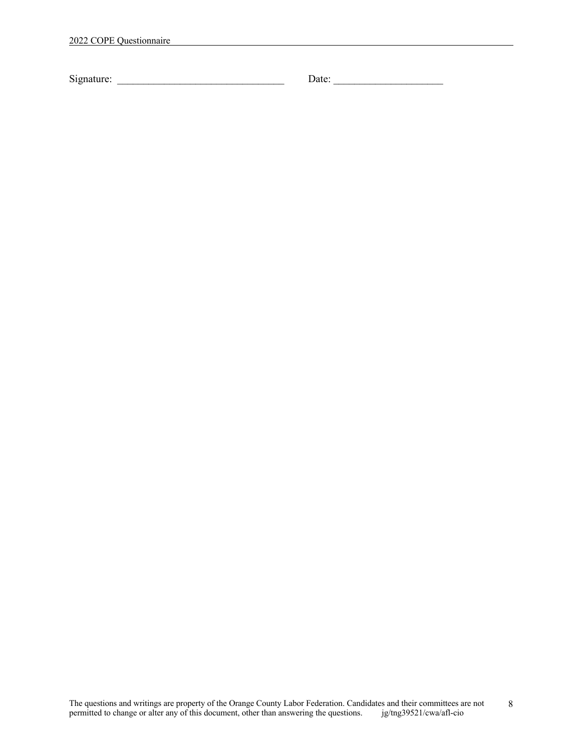Signature: ________________________________ Date: _____________________